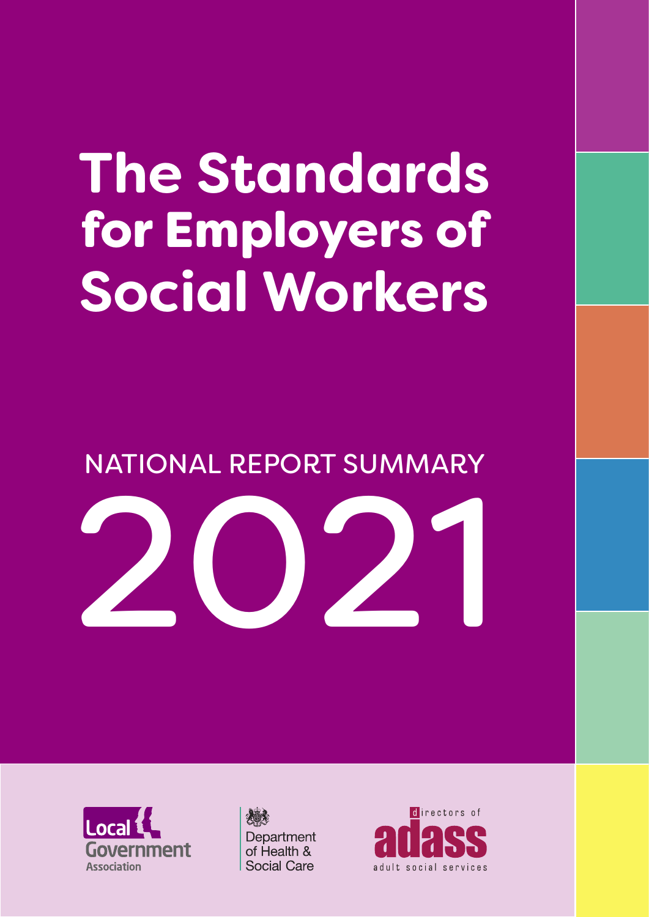# The Standards for Employers of Social Workers

## NATIONAL REPORT SUMMARY

# 2021

Local Government Association

Department of Health & Social Care

directors of adass adult social services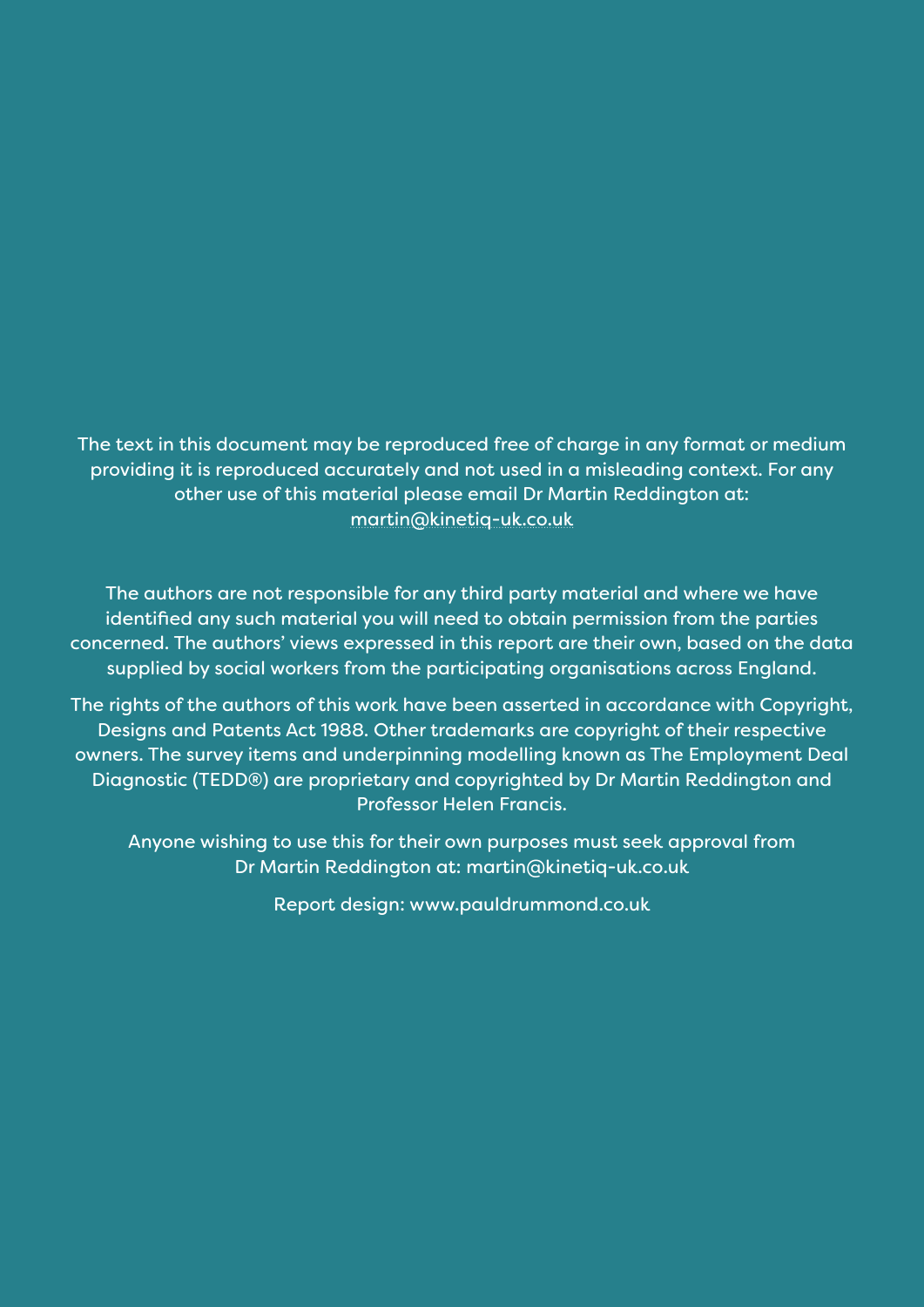The text in this document may be reproduced free of charge in any format or medium providing it is reproduced accurately and not used in a misleading context. For any other use of this material please email Dr Martin Reddington at: martin@kinetiq-uk.co.uk

The authors are not responsible for any third party material and where we have identified any such material you will need to obtain permission from the parties concerned. The authors' views expressed in this report are their own, based on the data supplied by social workers from the participating organisations across England.

The rights of the authors of this work have been asserted in accordance with Copyright, Designs and Patents Act 1988. Other trademarks are copyright of their respective owners. The survey items and underpinning modelling known as The Employment Deal Diagnostic (TEDD®) are proprietary and copyrighted by Dr Martin Reddington and Professor Helen Francis.

Anyone wishing to use this for their own purposes must seek approval from Dr Martin Reddington at: martin@kinetiq-uk.co.uk

Report design: www.pauldrummond.co.uk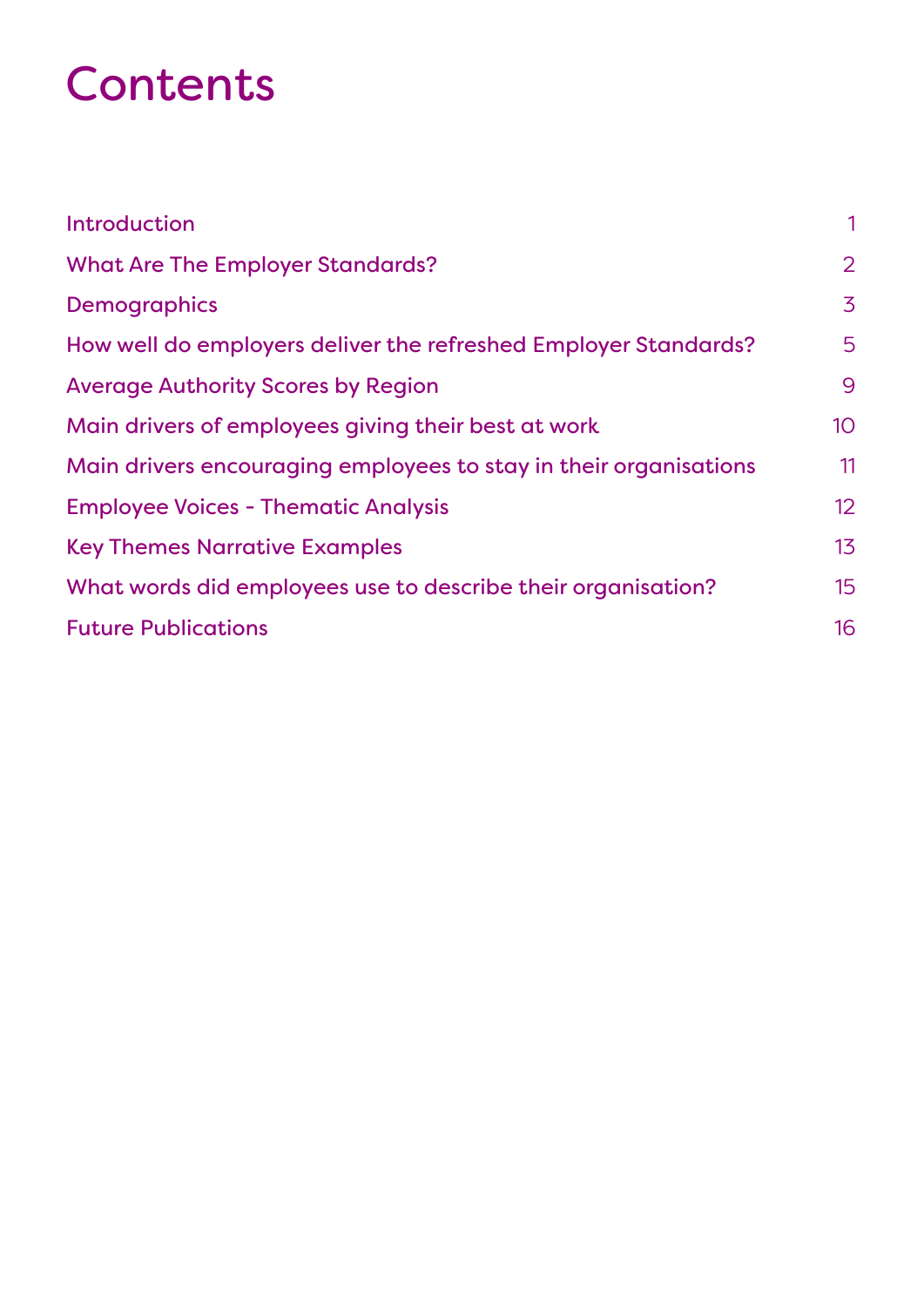# Contents

| | |
|---|---|
| Introduction | 1 |
| What Are The Employer Standards? | 2 |
| Demographics | 3 |
| How well do employers deliver the refreshed Employer Standards? | 5 |
| Average Authority Scores by Region | 9 |
| Main drivers of employees giving their best at work | 10 |
| Main drivers encouraging employees to stay in their organisations | 11 |
| Employee Voices - Thematic Analysis | 12 |
| Key Themes Narrative Examples | 13 |
| What words did employees use to describe their organisation? | 15 |
| Future Publications | 16 |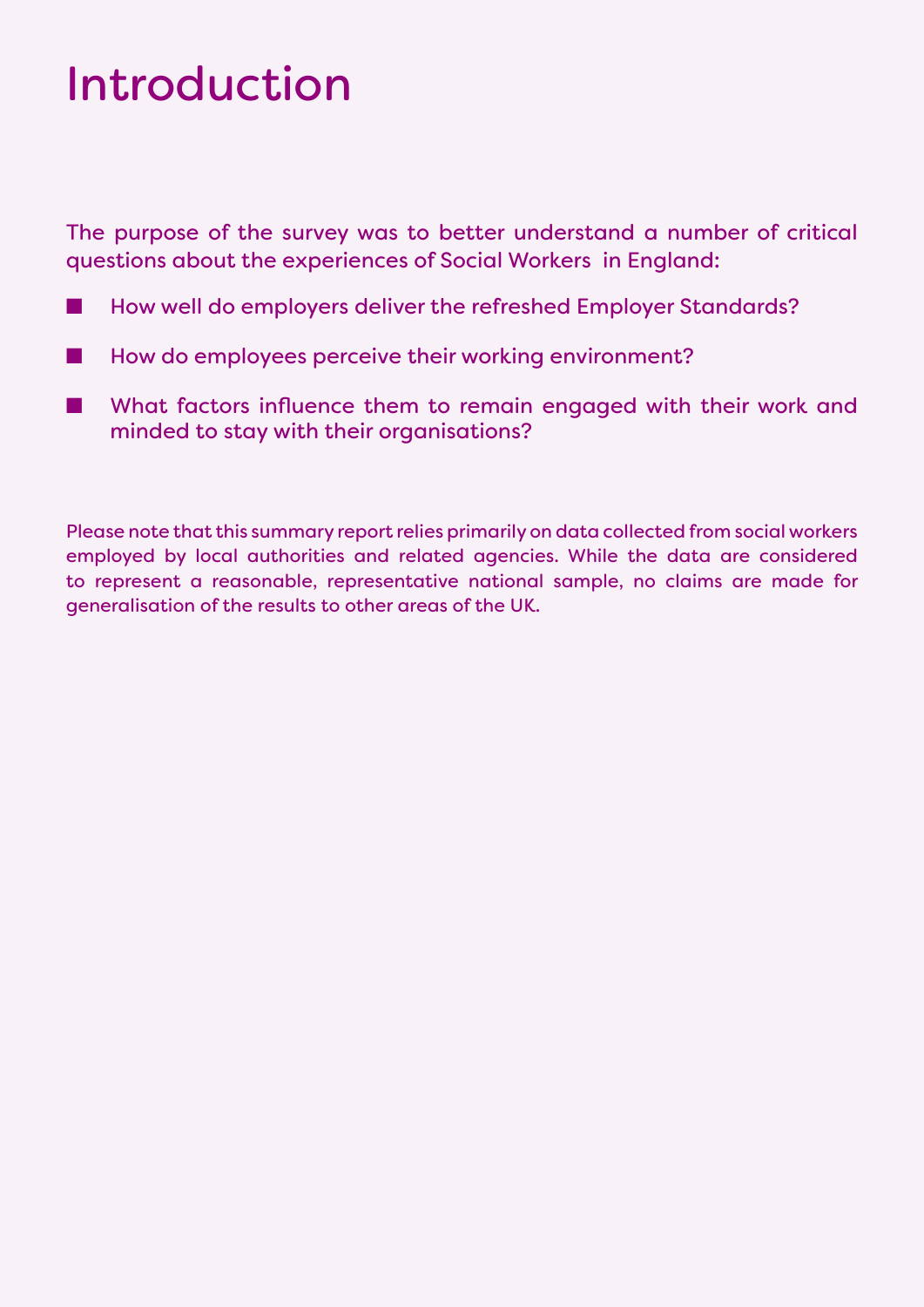# Introduction

The purpose of the survey was to better understand a number of critical questions about the experiences of Social Workers in England:

- How well do employers deliver the refreshed Employer Standards?
- How do employees perceive their working environment?
- What factors influence them to remain engaged with their work and minded to stay with their organisations?

Please note that this summary report relies primarily on data collected from social workers employed by local authorities and related agencies. While the data are considered to represent a reasonable, representative national sample, no claims are made for generalisation of the results to other areas of the UK.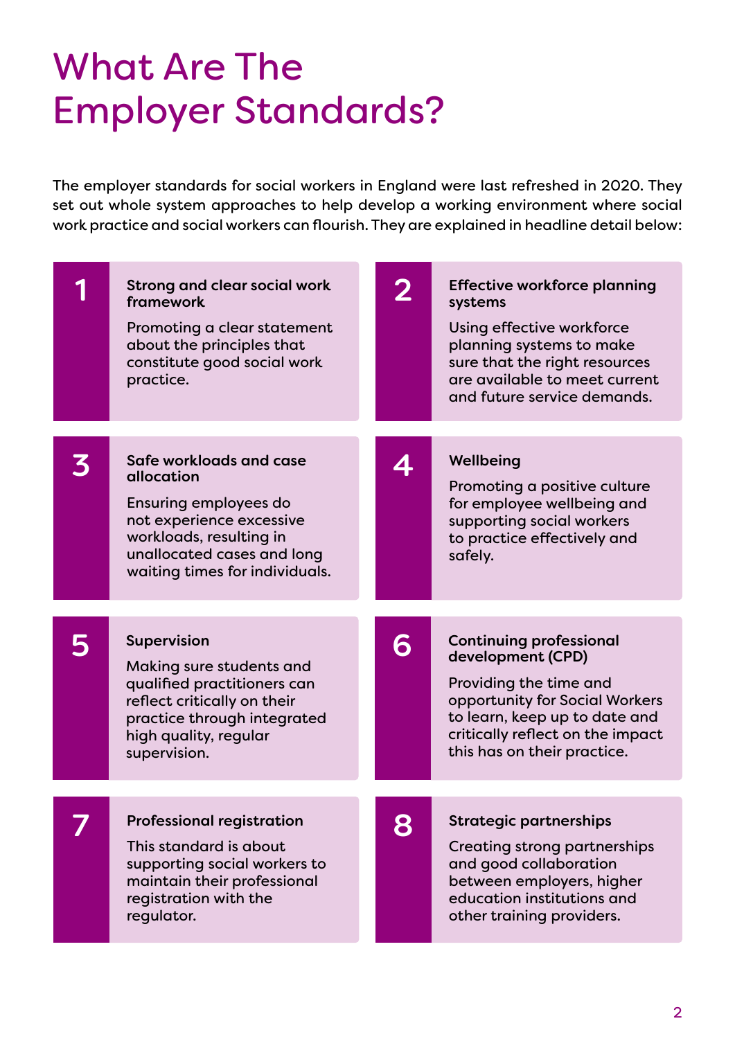# What Are The Employer Standards?

The employer standards for social workers in England were last refreshed in 2020. They set out whole system approaches to help develop a working environment where social work practice and social workers can flourish. They are explained in headline detail below:

## 1 Strong and clear social work framework

Promoting a clear statement about the principles that constitute good social work practice.

## 2 Effective workforce planning systems

Using effective workforce planning systems to make sure that the right resources are available to meet current and future service demands.

## 3 Safe workloads and case allocation

Ensuring employees do not experience excessive workloads, resulting in unallocated cases and long waiting times for individuals.

## 4 Wellbeing

Promoting a positive culture for employee wellbeing and supporting social workers to practice effectively and safely.

## 5 Supervision

Making sure students and qualified practitioners can reflect critically on their practice through integrated high quality, regular supervision.

## 6 Continuing professional development (CPD)

Providing the time and opportunity for Social Workers to learn, keep up to date and critically reflect on the impact this has on their practice.

## 7 Professional registration

This standard is about supporting social workers to maintain their professional registration with the regulator.

## 8 Strategic partnerships

Creating strong partnerships and good collaboration between employers, higher education institutions and other training providers.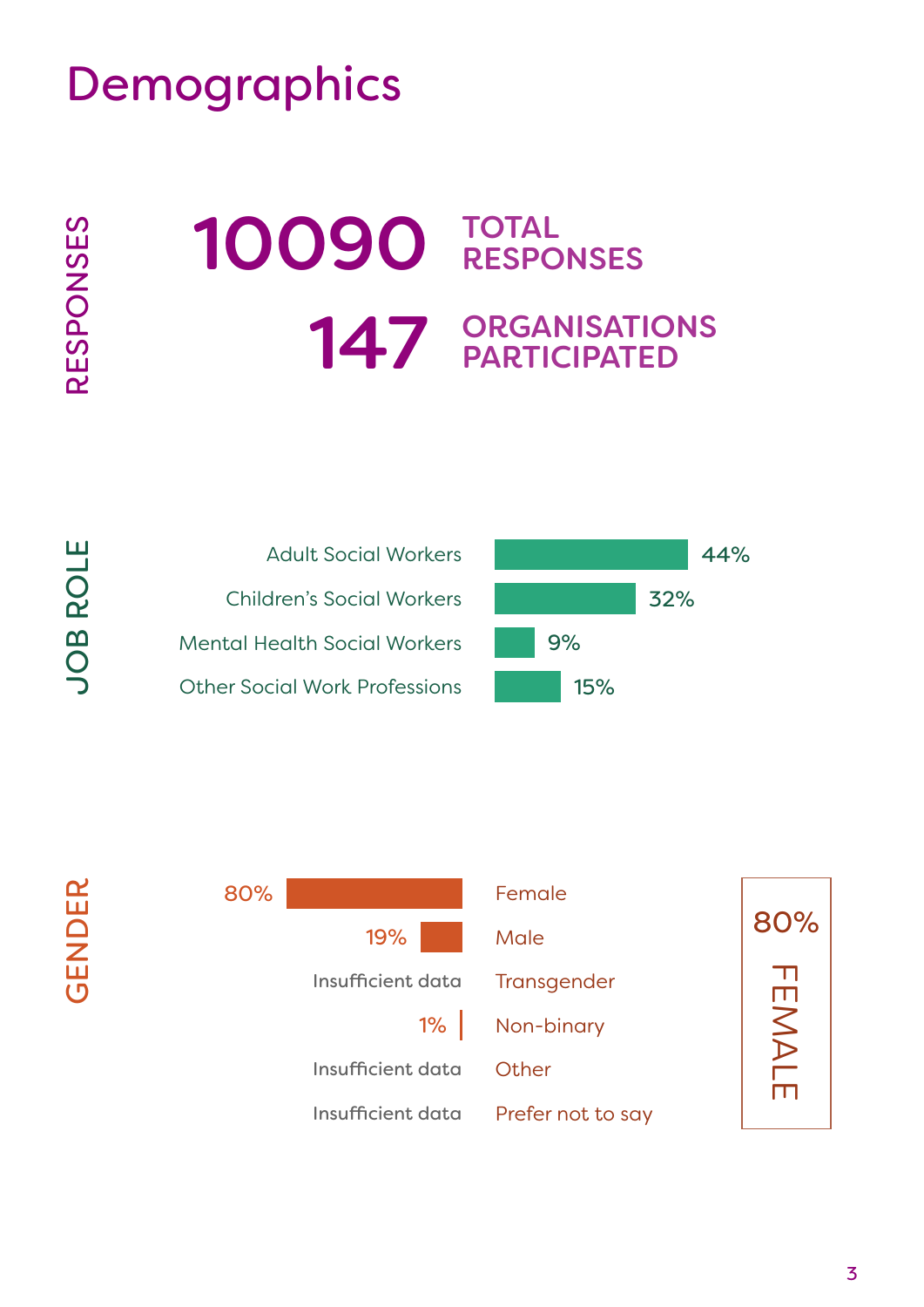# Demographics

## RESPONSES

**10090** TOTAL RESPONSES

**147** ORGANISATIONS PARTICIPATED

## JOB ROLE

| Job role | Percentage |
|---|---|
| Adult Social Workers | 44% |
| Children's Social Workers | 32% |
| Mental Health Social Workers | 9% |
| Other Social Work Professions | 15% |

## GENDER

| Percentage | Gender |
|---|---|
| 80% | Female |
| 19% | Male |
| Insufficient data | Transgender |
| 1% | Non-binary |
| Insufficient data | Other |
| Insufficient data | Prefer not to say |

80% FEMALE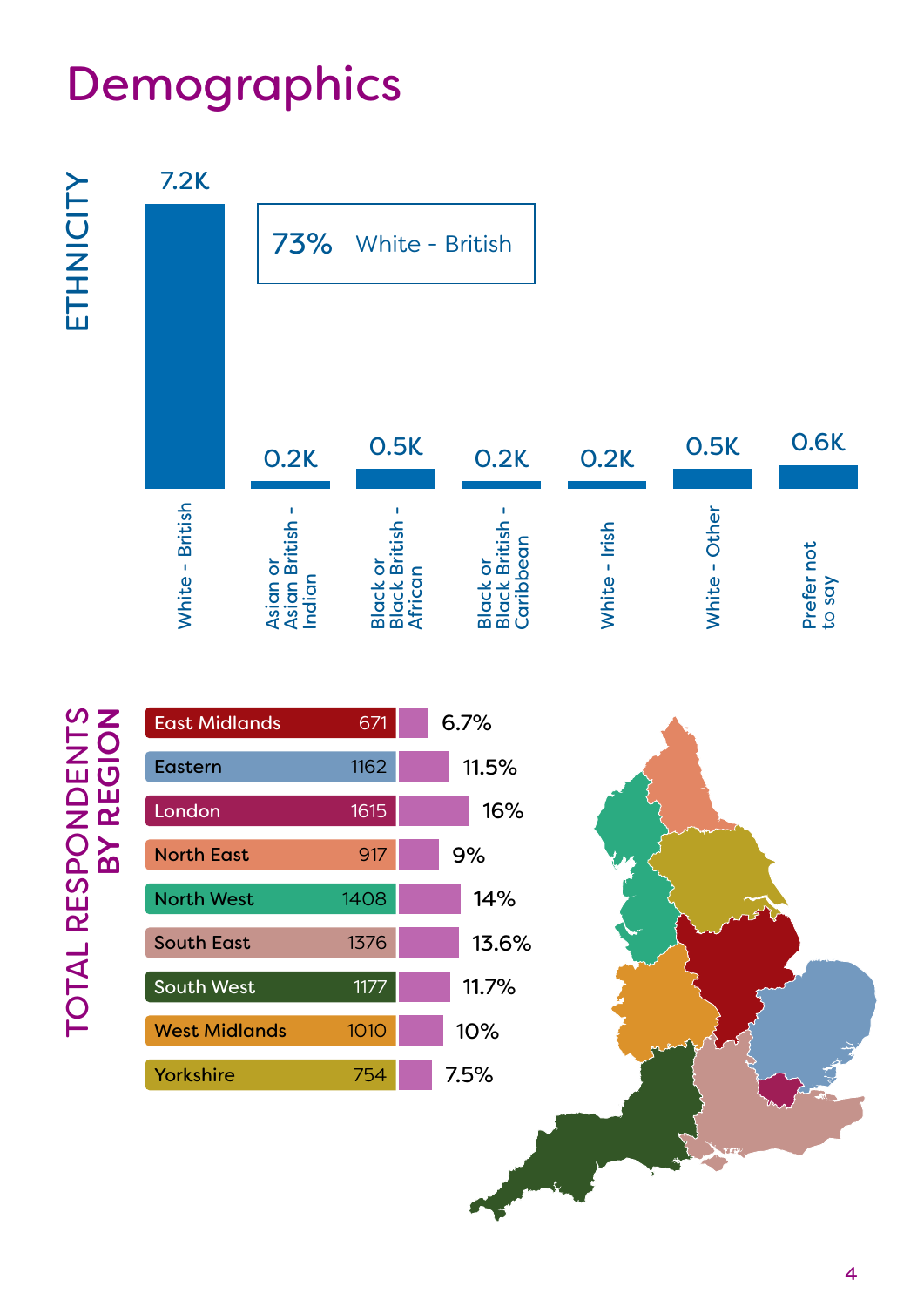# Demographics

## ETHNICITY

**73%** White - British

| Ethnicity | Respondents |
|---|---|
| White - British | 7.2K |
| Asian or Asian British - Indian | 0.2K |
| Black or Black British - African | 0.5K |
| Black or Black British - Caribbean | 0.2K |
| White - Irish | 0.2K |
| White - Other | 0.5K |
| Prefer not to say | 0.6K |

## TOTAL RESPONDENTS BY REGION

| Region | Respondents | Percentage |
|---|---|---|
| East Midlands | 671 | 6.7% |
| Eastern | 1162 | 11.5% |
| London | 1615 | 16% |
| North East | 917 | 9% |
| North West | 1408 | 14% |
| South East | 1376 | 13.6% |
| South West | 1177 | 11.7% |
| West Midlands | 1010 | 10% |
| Yorkshire | 754 | 7.5% |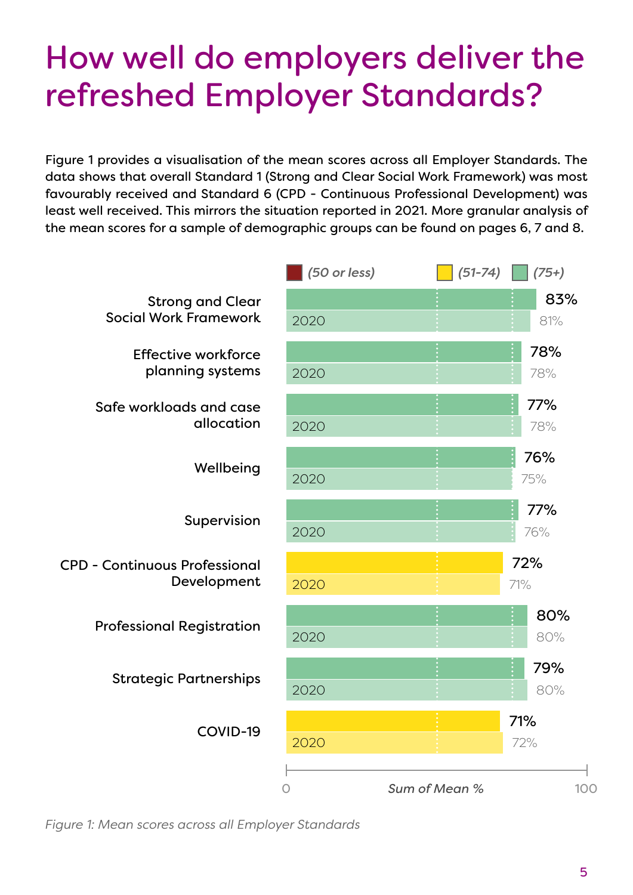# How well do employers deliver the refreshed Employer Standards?

Figure 1 provides a visualisation of the mean scores across all Employer Standards. The data shows that overall Standard 1 (Strong and Clear Social Work Framework) was most favourably received and Standard 6 (CPD - Continuous Professional Development) was least well received. This mirrors the situation reported in 2021. More granular analysis of the mean scores for a sample of demographic groups can be found on pages 6, 7 and 8.

Key: *(50 or less)* | *(51-74)* | *(75+)*

| Employer Standard | Current | 2020 |
|---|---|---|
| Strong and Clear Social Work Framework | 83% | 81% |
| Effective workforce planning systems | 78% | 78% |
| Safe workloads and case allocation | 77% | 78% |
| Wellbeing | 76% | 75% |
| Supervision | 77% | 76% |
| CPD - Continuous Professional Development | 72% | 71% |
| Professional Registration | 80% | 80% |
| Strategic Partnerships | 79% | 80% |
| COVID-19 | 71% | 72% |

Axis: 0 – *Sum of Mean %* – 100

*Figure 1: Mean scores across all Employer Standards*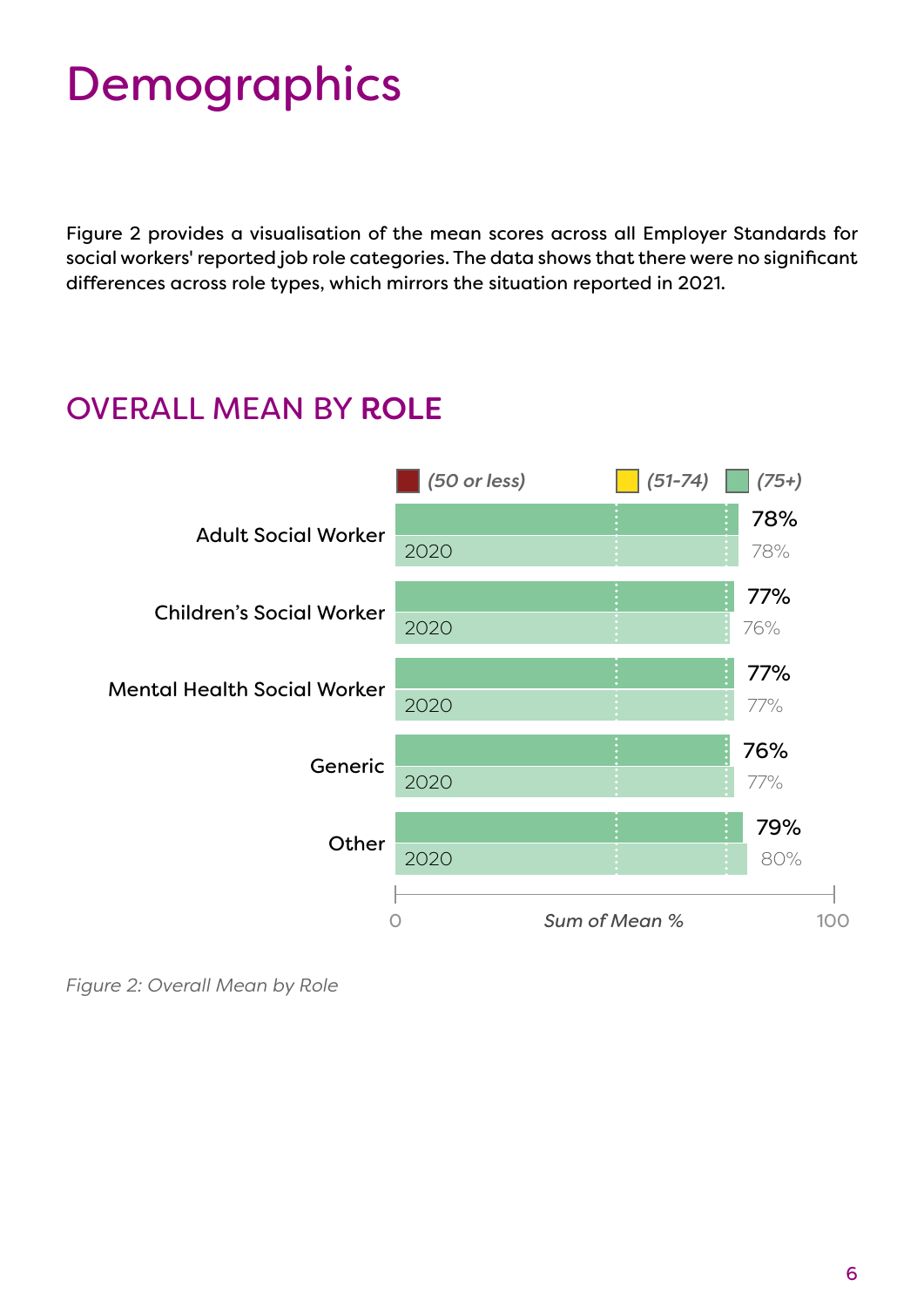# Demographics

Figure 2 provides a visualisation of the mean scores across all Employer Standards for social workers' reported job role categories. The data shows that there were no significant differences across role types, which mirrors the situation reported in 2021.

## OVERALL MEAN BY ROLE

Legend: (50 or less) | (51-74) | (75+)

| Role | Current | 2020 |
|---|---|---|
| Adult Social Worker | 78% | 78% |
| Children's Social Worker | 77% | 76% |
| Mental Health Social Worker | 77% | 77% |
| Generic | 76% | 77% |
| Other | 79% | 80% |

Axis: 0 – *Sum of Mean %* – 100

*Figure 2: Overall Mean by Role*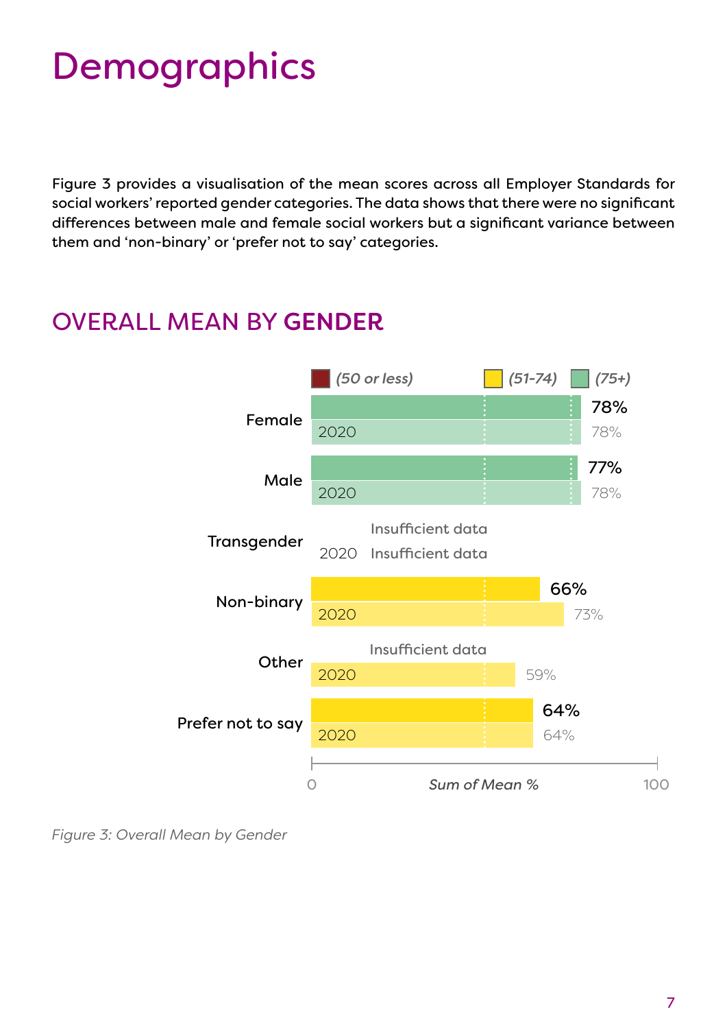# Demographics

Figure 3 provides a visualisation of the mean scores across all Employer Standards for social workers' reported gender categories. The data shows that there were no significant differences between male and female social workers but a significant variance between them and 'non-binary' or 'prefer not to say' categories.

## OVERALL MEAN BY GENDER

Legend: (50 or less) | (51-74) | (75+)

| Gender | Current | 2020 |
|---|---|---|
| Female | 78% | 78% |
| Male | 77% | 78% |
| Transgender | Insufficient data | Insufficient data |
| Non-binary | 66% | 73% |
| Other | Insufficient data | 59% |
| Prefer not to say | 64% | 64% |

Axis: 0 – 100, *Sum of Mean %*

*Figure 3: Overall Mean by Gender*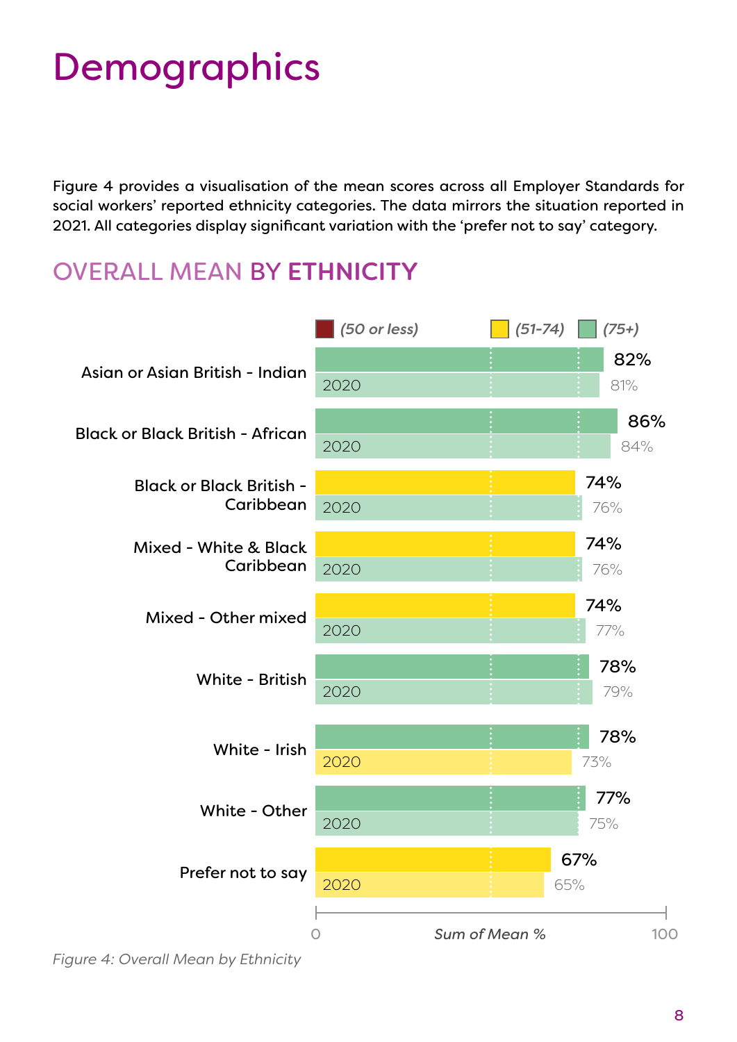# Demographics

Figure 4 provides a visualisation of the mean scores across all Employer Standards for social workers' reported ethnicity categories. The data mirrors the situation reported in 2021. All categories display significant variation with the 'prefer not to say' category.

## OVERALL MEAN BY ETHNICITY

(50 or less) | (51-74) | (75+)

| Ethnicity | Current | 2020 |
|---|---|---|
| Asian or Asian British - Indian | 82% | 81% |
| Black or Black British - African | 86% | 84% |
| Black or Black British - Caribbean | 74% | 76% |
| Mixed - White & Black Caribbean | 74% | 76% |
| Mixed - Other mixed | 74% | 77% |
| White - British | 78% | 79% |
| White - Irish | 78% | 73% |
| White - Other | 77% | 75% |
| Prefer not to say | 67% | 65% |

Sum of Mean % (0–100)

*Figure 4: Overall Mean by Ethnicity*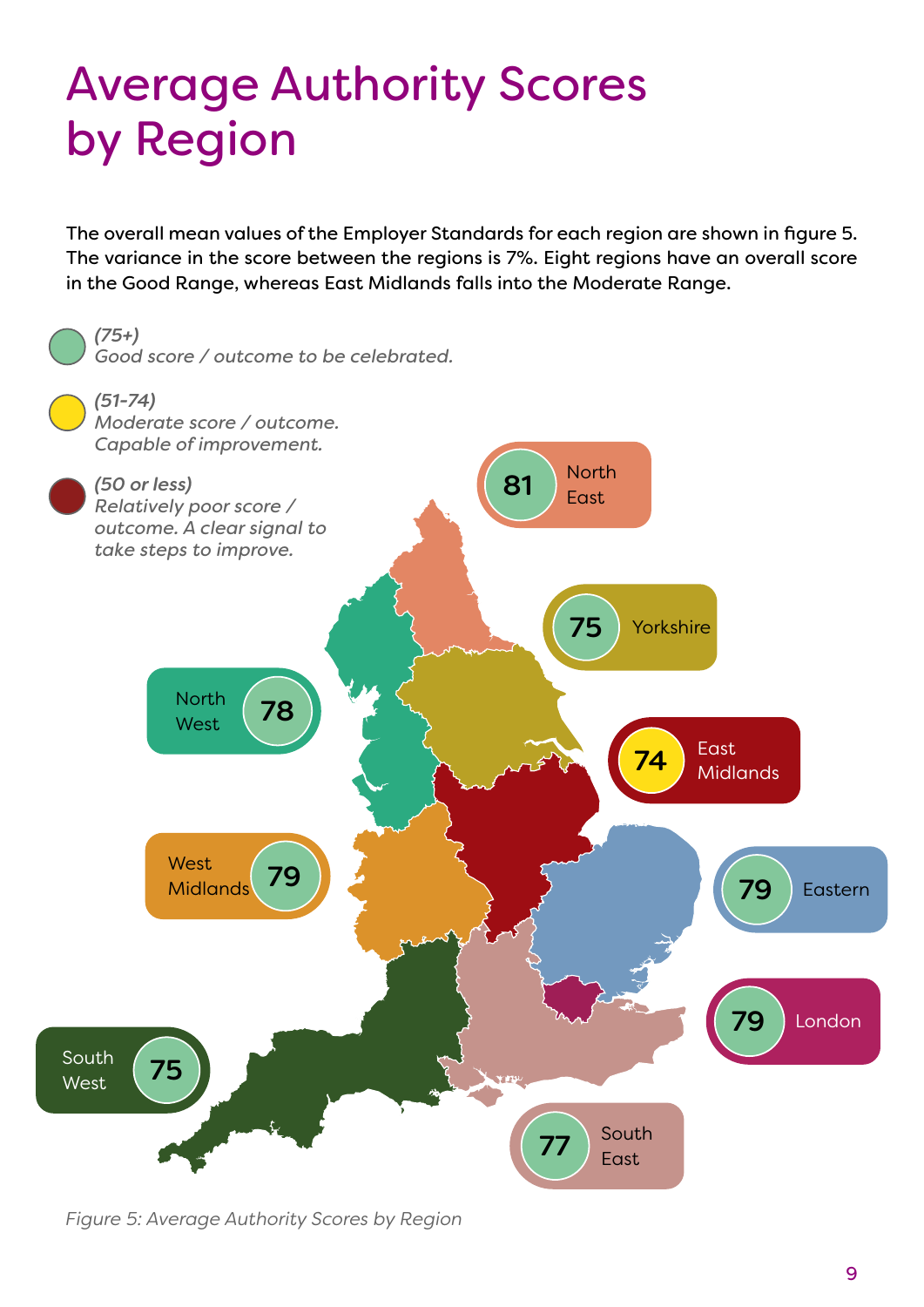# Average Authority Scores by Region

The overall mean values of the Employer Standards for each region are shown in figure 5. The variance in the score between the regions is 7%. Eight regions have an overall score in the Good Range, whereas East Midlands falls into the Moderate Range.

*(75+)*
*Good score / outcome to be celebrated.*

*(51-74)*
*Moderate score / outcome. Capable of improvement.*

*(50 or less)*
*Relatively poor score / outcome. A clear signal to take steps to improve.*

| Region | Score |
| --- | --- |
| North East | 81 |
| Yorkshire | 75 |
| North West | 78 |
| East Midlands | 74 |
| West Midlands | 79 |
| Eastern | 79 |
| London | 79 |
| South West | 75 |
| South East | 77 |

*Figure 5: Average Authority Scores by Region*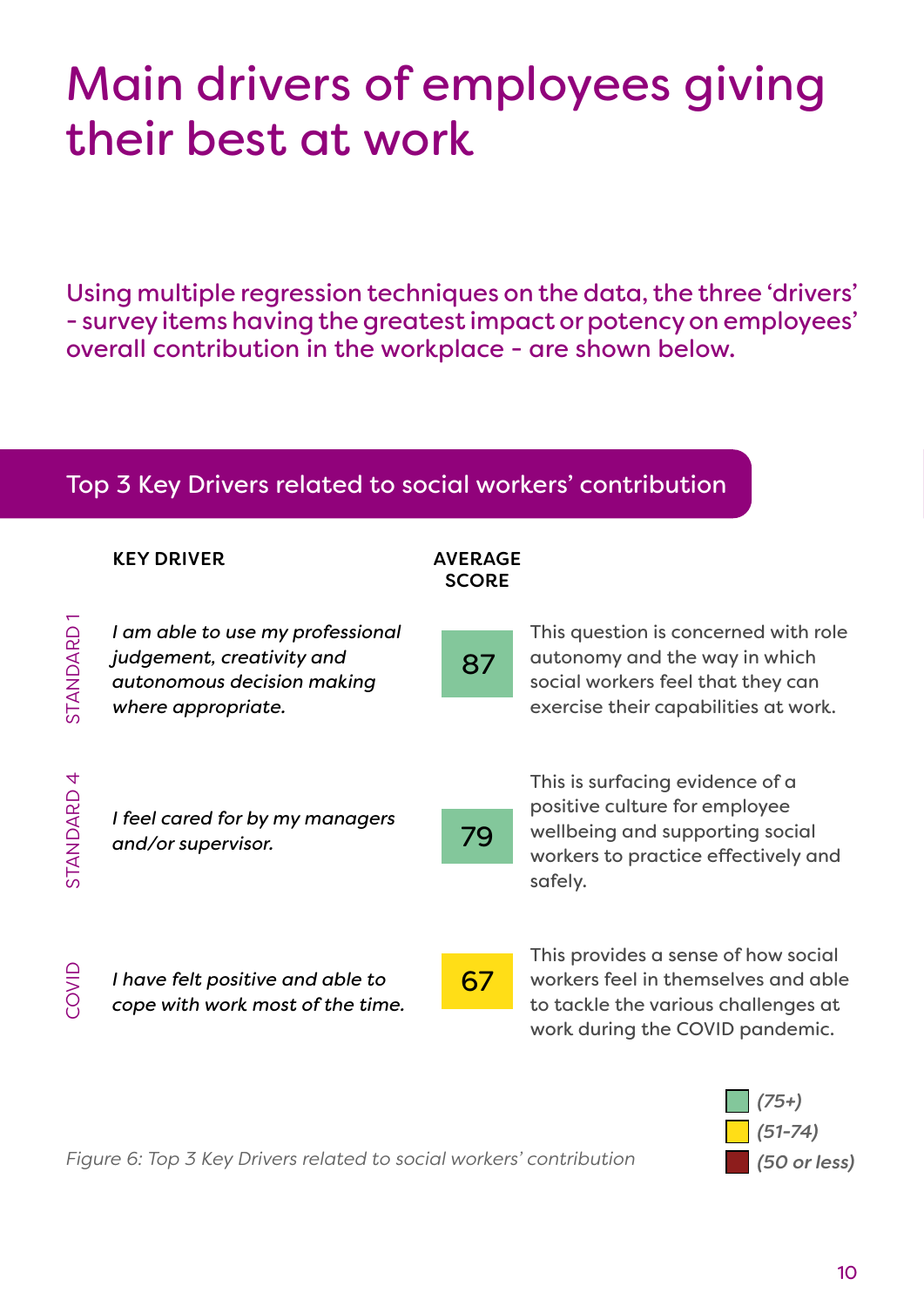# Main drivers of employees giving their best at work

Using multiple regression techniques on the data, the three 'drivers' - survey items having the greatest impact or potency on employees' overall contribution in the workplace - are shown below.

## Top 3 Key Drivers related to social workers' contribution

| | KEY DRIVER | AVERAGE SCORE | |
|---|---|---|---|
| STANDARD 1 | *I am able to use my professional judgement, creativity and autonomous decision making where appropriate.* | 87 | This question is concerned with role autonomy and the way in which social workers feel that they can exercise their capabilities at work. |
| STANDARD 4 | *I feel cared for by my managers and/or supervisor.* | 79 | This is surfacing evidence of a positive culture for employee wellbeing and supporting social workers to practice effectively and safely. |
| COVID | *I have felt positive and able to cope with work most of the time.* | 67 | This provides a sense of how social workers feel in themselves and able to tackle the various challenges at work during the COVID pandemic. |

*(75+)*
*(51-74)*
*(50 or less)*

*Figure 6: Top 3 Key Drivers related to social workers' contribution*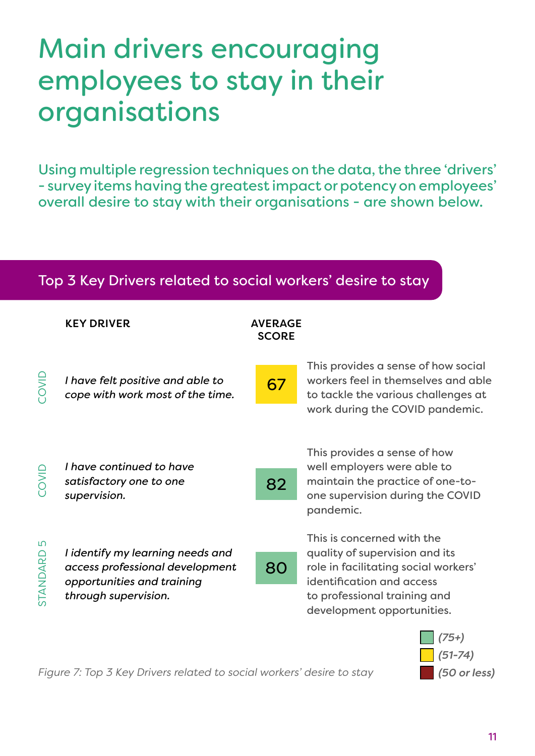# Main drivers encouraging employees to stay in their organisations

Using multiple regression techniques on the data, the three 'drivers' - survey items having the greatest impact or potency on employees' overall desire to stay with their organisations - are shown below.

## Top 3 Key Drivers related to social workers' desire to stay

| | KEY DRIVER | AVERAGE SCORE | |
|---|---|---|---|
| COVID | *I have felt positive and able to cope with work most of the time.* | 67 | This provides a sense of how social workers feel in themselves and able to tackle the various challenges at work during the COVID pandemic. |
| COVID | *I have continued to have satisfactory one to one supervision.* | 82 | This provides a sense of how well employers were able to maintain the practice of one-to-one supervision during the COVID pandemic. |
| STANDARD 5 | *I identify my learning needs and access professional development opportunities and training through supervision.* | 80 | This is concerned with the quality of supervision and its role in facilitating social workers' identification and access to professional training and development opportunities. |

*(75+)* *(51-74)* *(50 or less)*

*Figure 7: Top 3 Key Drivers related to social workers' desire to stay*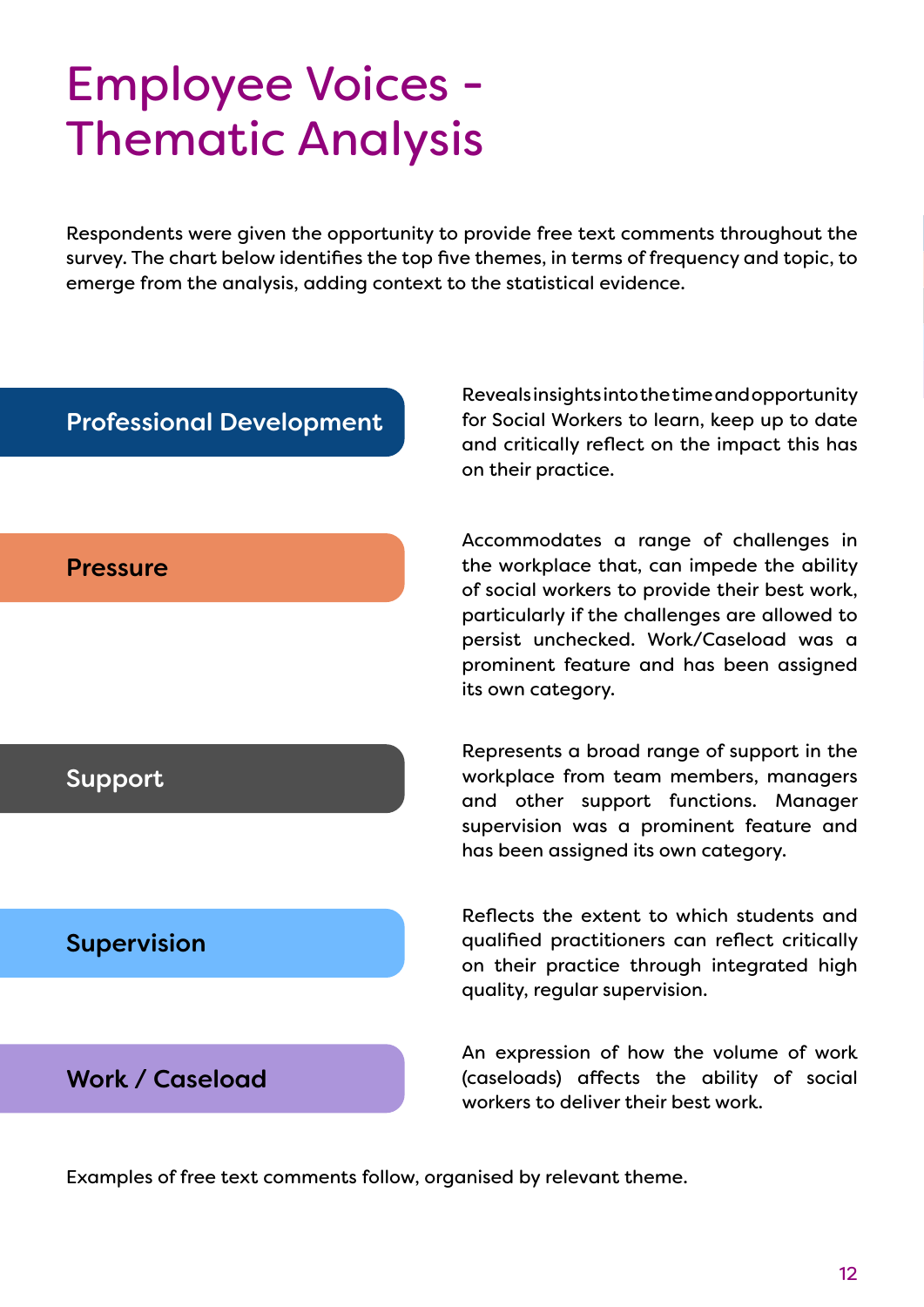# Employee Voices - Thematic Analysis

Respondents were given the opportunity to provide free text comments throughout the survey. The chart below identifies the top five themes, in terms of frequency and topic, to emerge from the analysis, adding context to the statistical evidence.

| Theme | Description |
| --- | --- |
| **Professional Development** | Reveals insights into the time and opportunity for Social Workers to learn, keep up to date and critically reflect on the impact this has on their practice. |
| **Pressure** | Accommodates a range of challenges in the workplace that, can impede the ability of social workers to provide their best work, particularly if the challenges are allowed to persist unchecked. Work/Caseload was a prominent feature and has been assigned its own category. |
| **Support** | Represents a broad range of support in the workplace from team members, managers and other support functions. Manager supervision was a prominent feature and has been assigned its own category. |
| **Supervision** | Reflects the extent to which students and qualified practitioners can reflect critically on their practice through integrated high quality, regular supervision. |
| **Work / Caseload** | An expression of how the volume of work (caseloads) affects the ability of social workers to deliver their best work. |

Examples of free text comments follow, organised by relevant theme.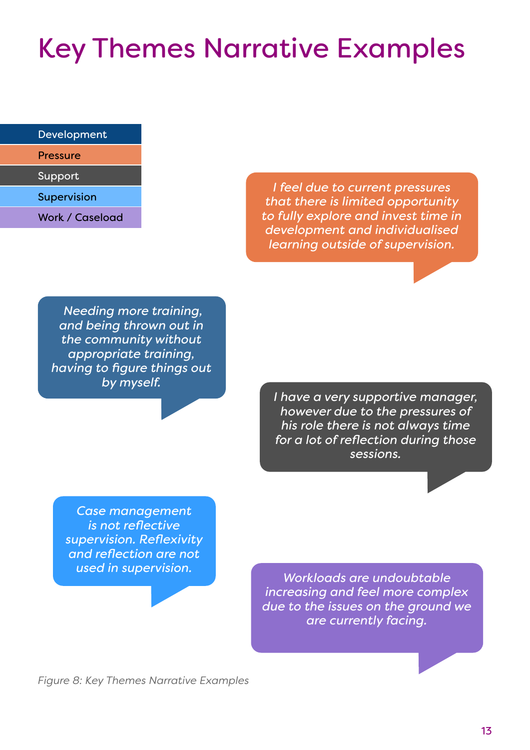# Key Themes Narrative Examples

- Development
- Pressure
- Support
- Supervision
- Work / Caseload

*I feel due to current pressures that there is limited opportunity to fully explore and invest time in development and individualised learning outside of supervision.*

*Needing more training, and being thrown out in the community without appropriate training, having to figure things out by myself.*

*I have a very supportive manager, however due to the pressures of his role there is not always time for a lot of reflection during those sessions.*

*Case management is not reflective supervision. Reflexivity and reflection are not used in supervision.*

*Workloads are undoubtable increasing and feel more complex due to the issues on the ground we are currently facing.*

*Figure 8: Key Themes Narrative Examples*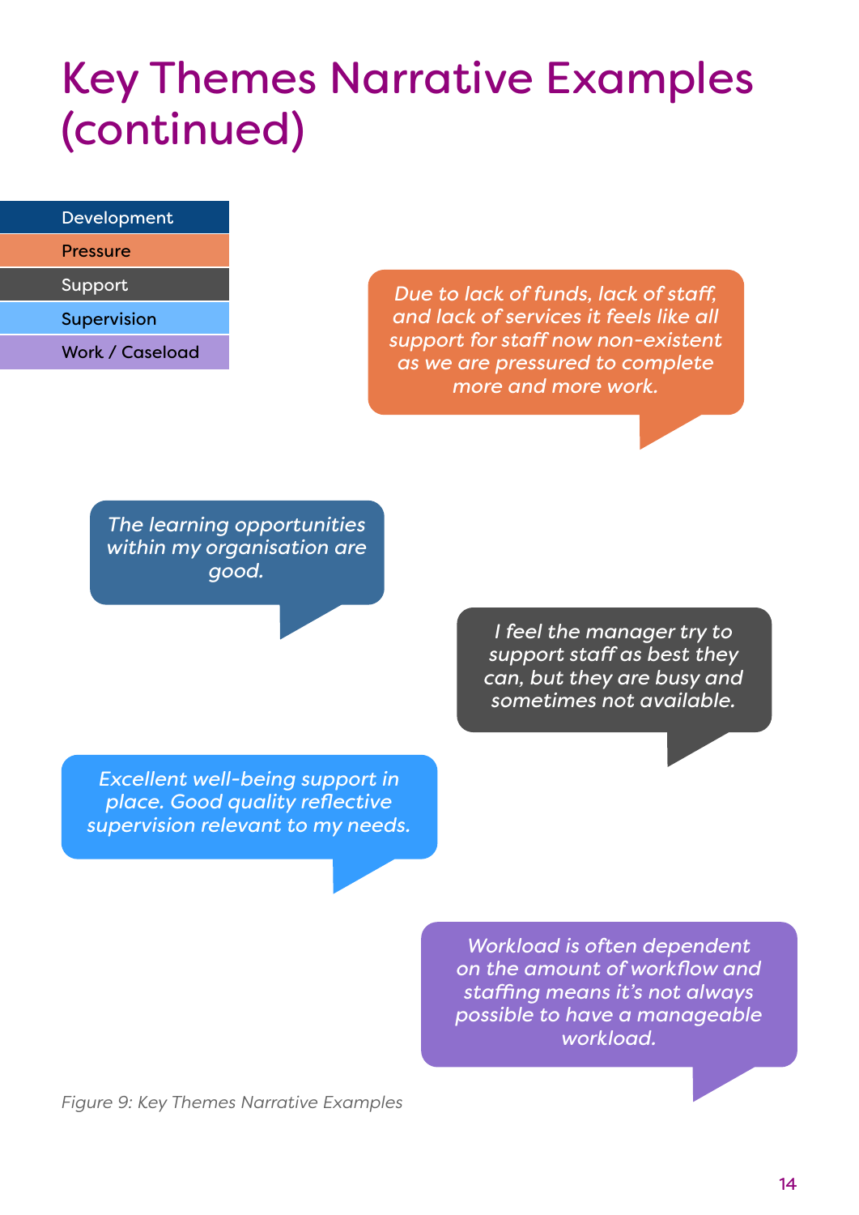# Key Themes Narrative Examples (continued)

- Development
- Pressure
- Support
- Supervision
- Work / Caseload

*Due to lack of funds, lack of staff, and lack of services it feels like all support for staff now non-existent as we are pressured to complete more and more work.*

*The learning opportunities within my organisation are good.*

*I feel the manager try to support staff as best they can, but they are busy and sometimes not available.*

*Excellent well-being support in place. Good quality reflective supervision relevant to my needs.*

*Workload is often dependent on the amount of workflow and staffing means it's not always possible to have a manageable workload.*

*Figure 9: Key Themes Narrative Examples*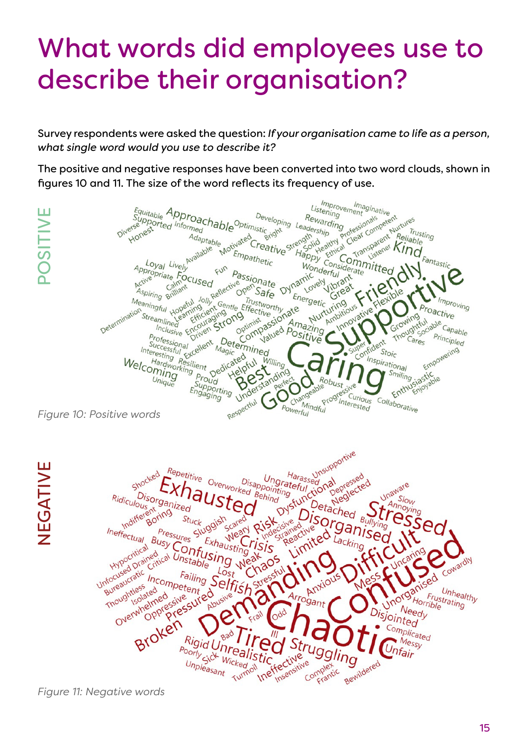# What words did employees use to describe their organisation?

Survey respondents were asked the question: *If your organisation came to life as a person, what single word would you use to describe it?*

The positive and negative responses have been converted into two word clouds, shown in figures 10 and 11. The size of the word reflects its frequency of use.

POSITIVE

*Figure 10: Positive words*

NEGATIVE

*Figure 11: Negative words*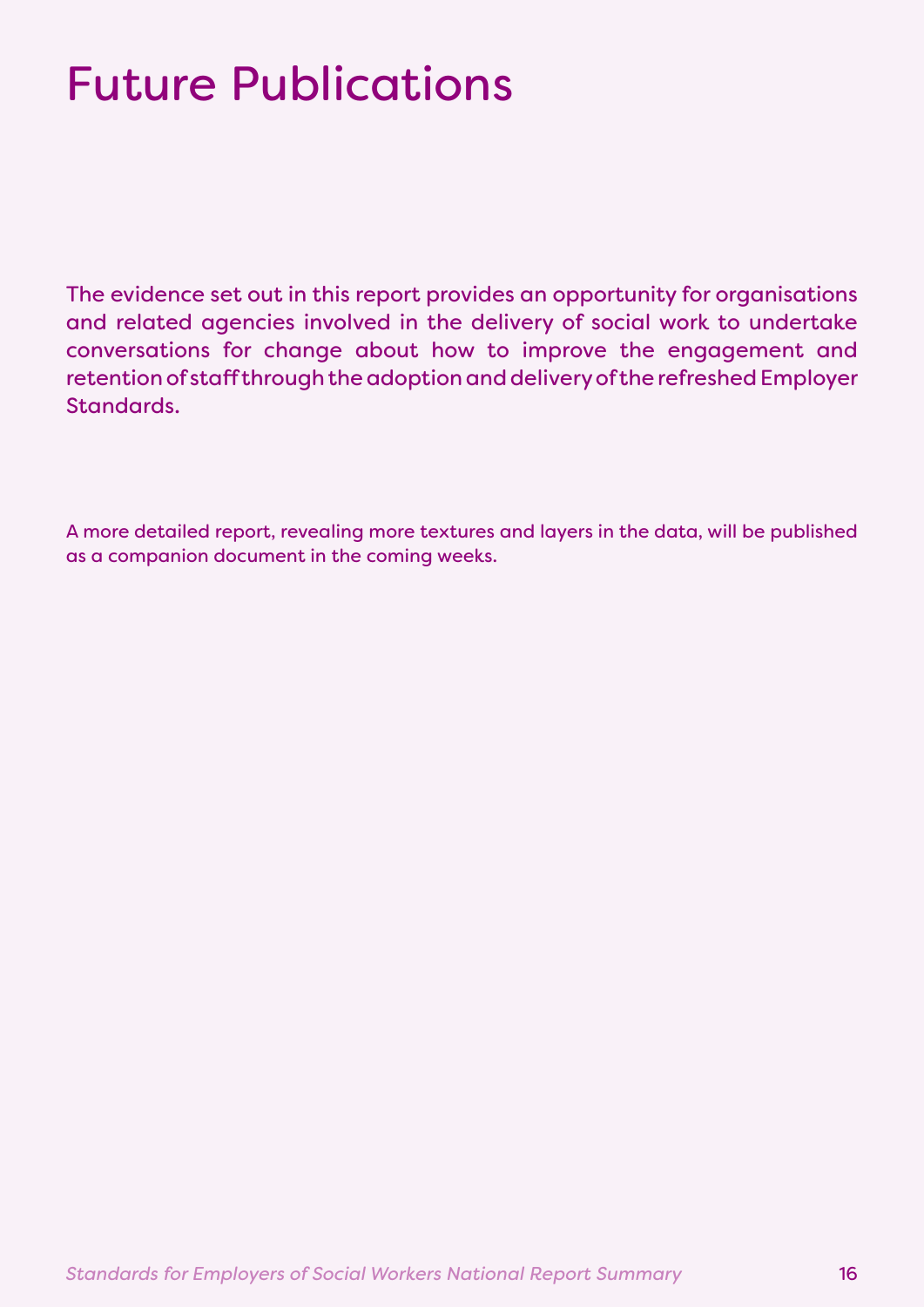# Future Publications

The evidence set out in this report provides an opportunity for organisations and related agencies involved in the delivery of social work to undertake conversations for change about how to improve the engagement and retention of staff through the adoption and delivery of the refreshed Employer Standards.

A more detailed report, revealing more textures and layers in the data, will be published as a companion document in the coming weeks.